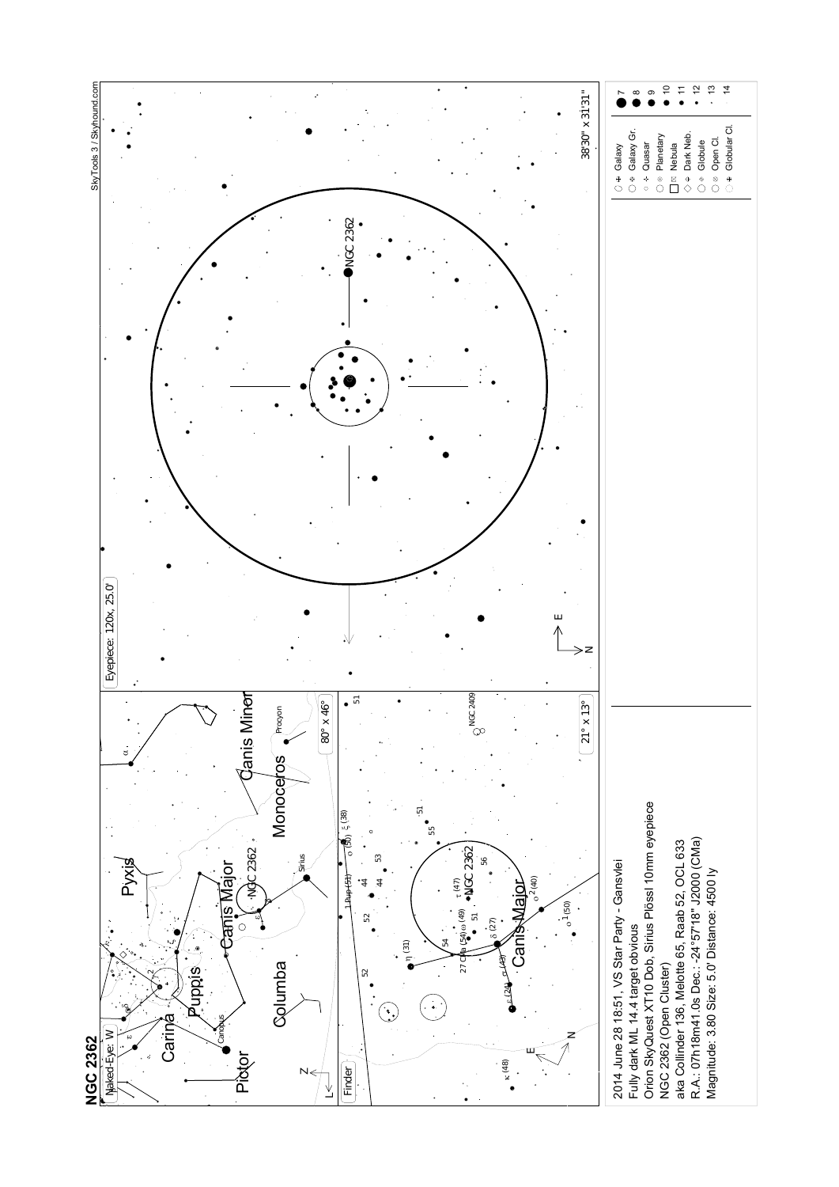# NGC 2362

2014 June 28 18:51, VS Star Party - Gansvlei
Fully dark ML 14.4 target obvious
Orion SkyQuest XT10 Dob, Sirius Plössl 10mm eyepiece
NGC 2362 (Open Cluster)
aka Collinder 136, Melotte 65, Raab 52, OCL 633
R.A.: 07h18m41.0s Dec.: -24°57'18" J2000 (CMa)
Magnitude: 3.80 Size: 5.0' Distance: 4500 ly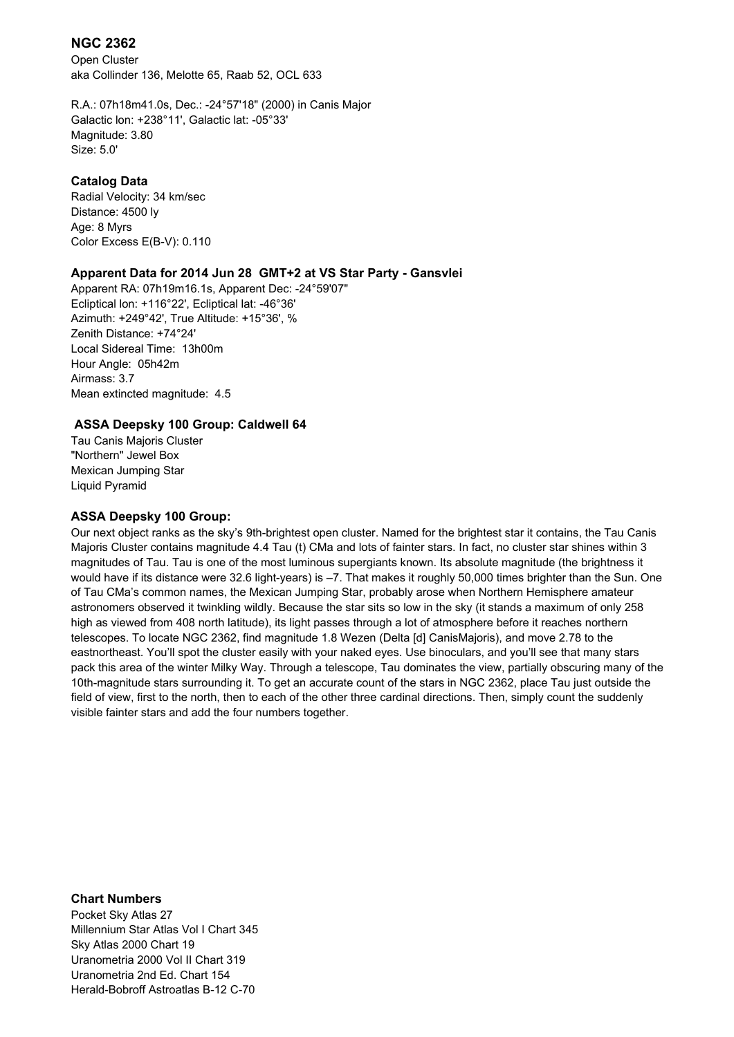## NGC 2362

Open Cluster
aka Collinder 136, Melotte 65, Raab 52, OCL 633

R.A.: 07h18m41.0s, Dec.: -24°57'18" (2000) in Canis Major
Galactic lon: +238°11', Galactic lat: -05°33'
Magnitude: 3.80
Size: 5.0'

### Catalog Data

Radial Velocity: 34 km/sec
Distance: 4500 ly
Age: 8 Myrs
Color Excess E(B-V): 0.110

### Apparent Data for 2014 Jun 28 GMT+2 at VS Star Party - Gansvlei

Apparent RA: 07h19m16.1s, Apparent Dec: -24°59'07"
Ecliptical lon: +116°22', Ecliptical lat: -46°36'
Azimuth: +249°42', True Altitude: +15°36', %
Zenith Distance: +74°24'
Local Sidereal Time: 13h00m
Hour Angle: 05h42m
Airmass: 3.7
Mean extincted magnitude: 4.5

### ASSA Deepsky 100 Group: Caldwell 64

Tau Canis Majoris Cluster
"Northern" Jewel Box
Mexican Jumping Star
Liquid Pyramid

### ASSA Deepsky 100 Group:

Our next object ranks as the sky's 9th-brightest open cluster. Named for the brightest star it contains, the Tau Canis Majoris Cluster contains magnitude 4.4 Tau (t) CMa and lots of fainter stars. In fact, no cluster star shines within 3 magnitudes of Tau. Tau is one of the most luminous supergiants known. Its absolute magnitude (the brightness it would have if its distance were 32.6 light-years) is –7. That makes it roughly 50,000 times brighter than the Sun. One of Tau CMa's common names, the Mexican Jumping Star, probably arose when Northern Hemisphere amateur astronomers observed it twinkling wildly. Because the star sits so low in the sky (it stands a maximum of only 258 high as viewed from 408 north latitude), its light passes through a lot of atmosphere before it reaches northern telescopes. To locate NGC 2362, find magnitude 1.8 Wezen (Delta [d] CanisMajoris), and move 2.78 to the eastnortheast. You'll spot the cluster easily with your naked eyes. Use binoculars, and you'll see that many stars pack this area of the winter Milky Way. Through a telescope, Tau dominates the view, partially obscuring many of the 10th-magnitude stars surrounding it. To get an accurate count of the stars in NGC 2362, place Tau just outside the field of view, first to the north, then to each of the other three cardinal directions. Then, simply count the suddenly visible fainter stars and add the four numbers together.

### Chart Numbers

Pocket Sky Atlas 27
Millennium Star Atlas Vol I Chart 345
Sky Atlas 2000 Chart 19
Uranometria 2000 Vol II Chart 319
Uranometria 2nd Ed. Chart 154
Herald-Bobroff Astroatlas B-12 C-70